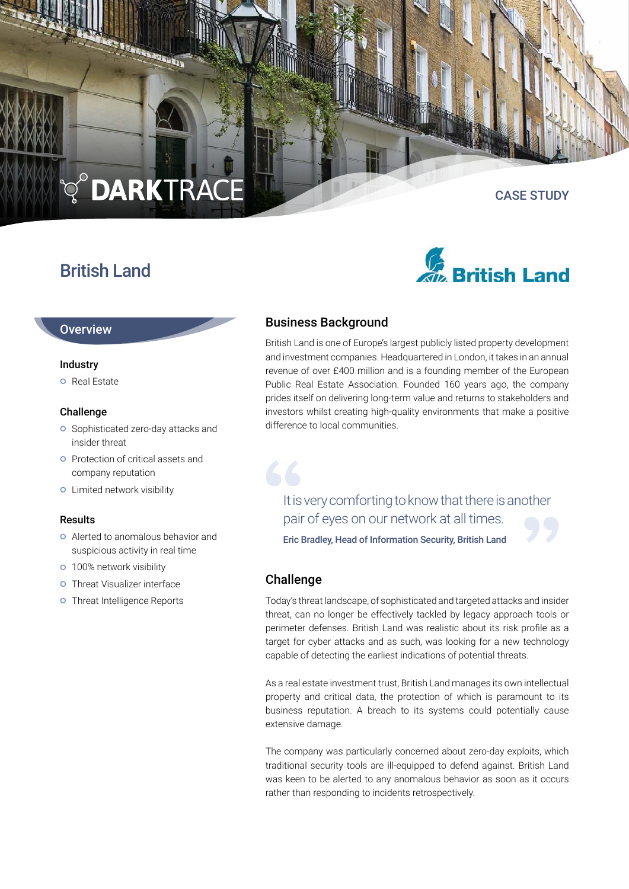DARKTRACE

CASE STUDY

# British Land

British Land

## Overview

### Industry

- Real Estate

### Challenge

- Sophisticated zero-day attacks and insider threat
- Protection of critical assets and company reputation
- Limited network visibility

### Results

- Alerted to anomalous behavior and suspicious activity in real time
- 100% network visibility
- Threat Visualizer interface
- Threat Intelligence Reports

## Business Background

British Land is one of Europe's largest publicly listed property development and investment companies. Headquartered in London, it takes in an annual revenue of over £400 million and is a founding member of the European Public Real Estate Association. Founded 160 years ago, the company prides itself on delivering long-term value and returns to stakeholders and investors whilst creating high-quality environments that make a positive difference to local communities.

> It is very comforting to know that there is another pair of eyes on our network at all times.
>
> **Eric Bradley, Head of Information Security, British Land**

## Challenge

Today's threat landscape, of sophisticated and targeted attacks and insider threat, can no longer be effectively tackled by legacy approach tools or perimeter defenses. British Land was realistic about its risk profile as a target for cyber attacks and as such, was looking for a new technology capable of detecting the earliest indications of potential threats.

As a real estate investment trust, British Land manages its own intellectual property and critical data, the protection of which is paramount to its business reputation. A breach to its systems could potentially cause extensive damage.

The company was particularly concerned about zero-day exploits, which traditional security tools are ill-equipped to defend against. British Land was keen to be alerted to any anomalous behavior as soon as it occurs rather than responding to incidents retrospectively.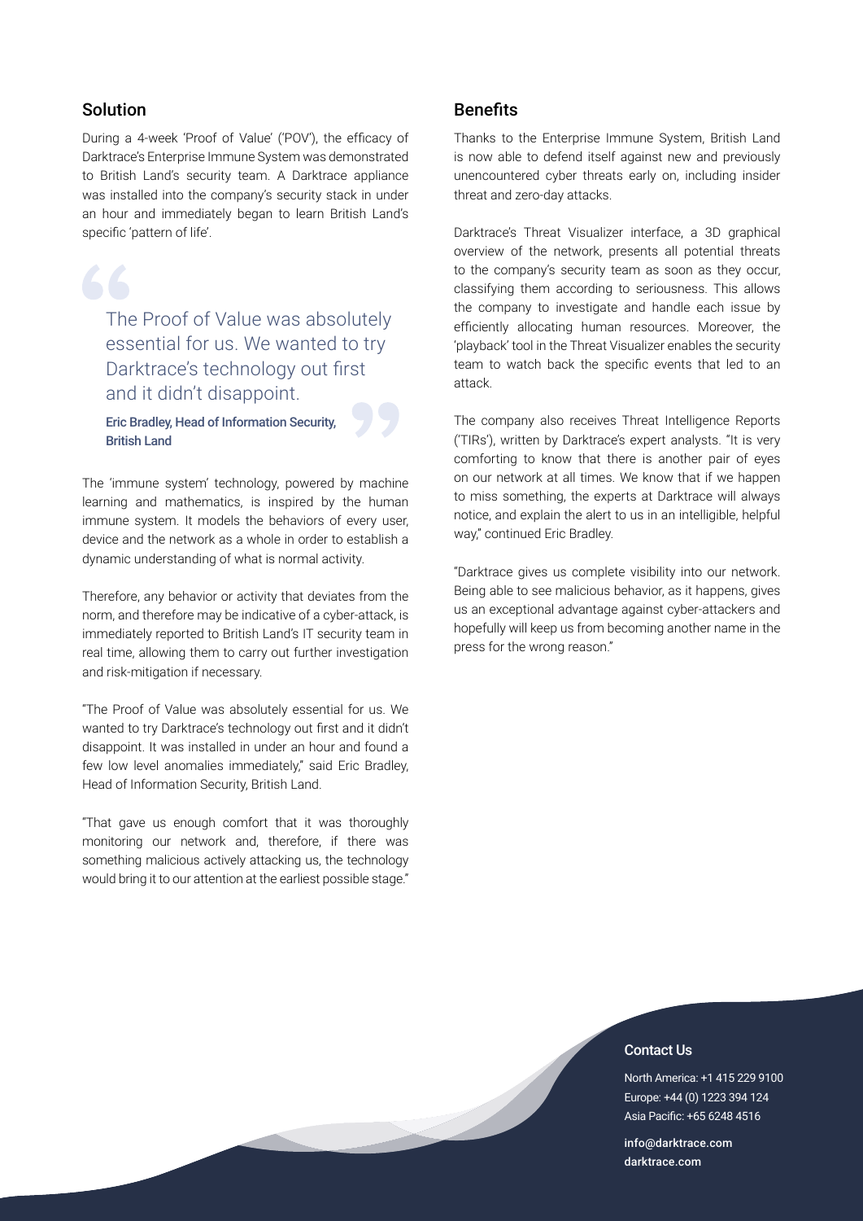## Solution

During a 4-week 'Proof of Value' ('POV'), the efficacy of Darktrace's Enterprise Immune System was demonstrated to British Land's security team. A Darktrace appliance was installed into the company's security stack in under an hour and immediately began to learn British Land's specific 'pattern of life'.

> The Proof of Value was absolutely essential for us. We wanted to try Darktrace's technology out first and it didn't disappoint.
>
> **Eric Bradley, Head of Information Security, British Land**

The 'immune system' technology, powered by machine learning and mathematics, is inspired by the human immune system. It models the behaviors of every user, device and the network as a whole in order to establish a dynamic understanding of what is normal activity.

Therefore, any behavior or activity that deviates from the norm, and therefore may be indicative of a cyber-attack, is immediately reported to British Land's IT security team in real time, allowing them to carry out further investigation and risk-mitigation if necessary.

"The Proof of Value was absolutely essential for us. We wanted to try Darktrace's technology out first and it didn't disappoint. It was installed in under an hour and found a few low level anomalies immediately," said Eric Bradley, Head of Information Security, British Land.

"That gave us enough comfort that it was thoroughly monitoring our network and, therefore, if there was something malicious actively attacking us, the technology would bring it to our attention at the earliest possible stage."

## Benefits

Thanks to the Enterprise Immune System, British Land is now able to defend itself against new and previously unencountered cyber threats early on, including insider threat and zero-day attacks.

Darktrace's Threat Visualizer interface, a 3D graphical overview of the network, presents all potential threats to the company's security team as soon as they occur, classifying them according to seriousness. This allows the company to investigate and handle each issue by efficiently allocating human resources. Moreover, the 'playback' tool in the Threat Visualizer enables the security team to watch back the specific events that led to an attack.

The company also receives Threat Intelligence Reports ('TIRs'), written by Darktrace's expert analysts. "It is very comforting to know that there is another pair of eyes on our network at all times. We know that if we happen to miss something, the experts at Darktrace will always notice, and explain the alert to us in an intelligible, helpful way," continued Eric Bradley.

"Darktrace gives us complete visibility into our network. Being able to see malicious behavior, as it happens, gives us an exceptional advantage against cyber-attackers and hopefully will keep us from becoming another name in the press for the wrong reason."

### Contact Us

North America: +1 415 229 9100
Europe: +44 (0) 1223 394 124
Asia Pacific: +65 6248 4516

info@darktrace.com
darktrace.com